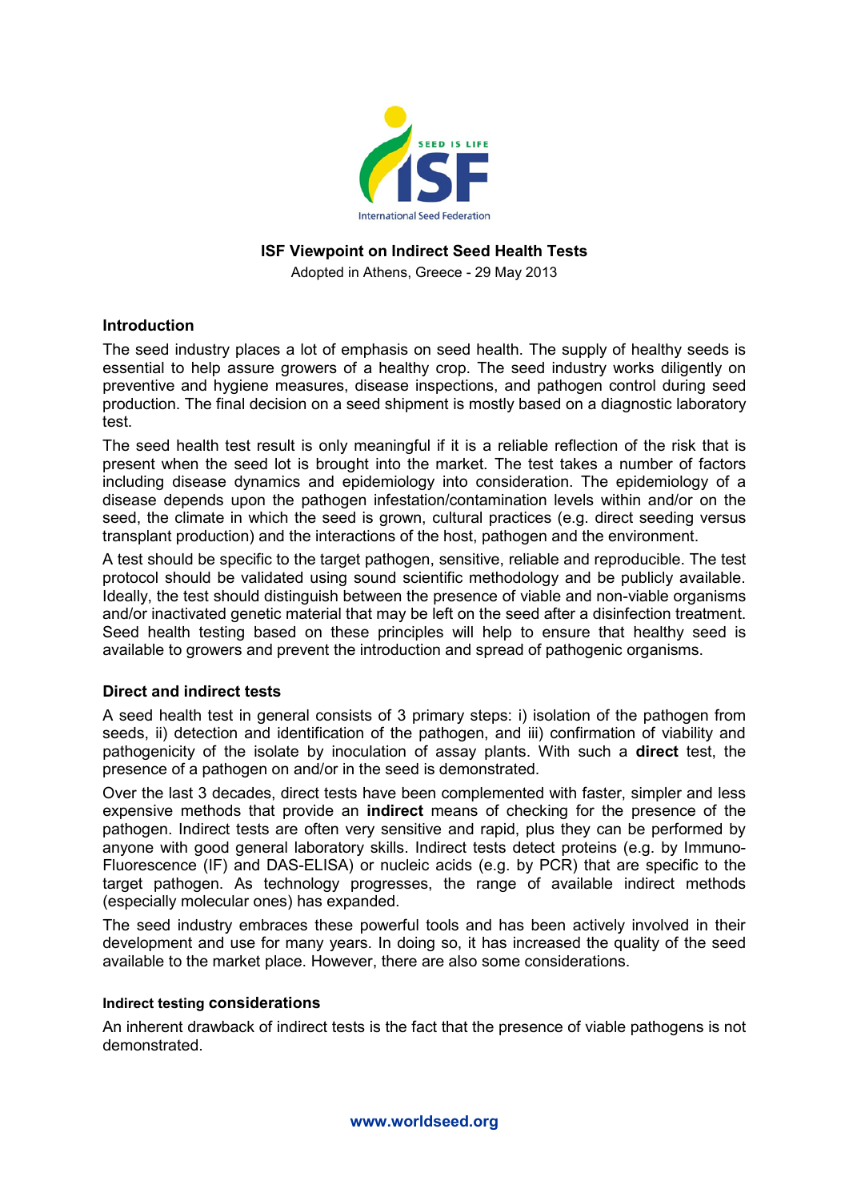# ISF Viewpoint on Indirect Seed Health Tests

Adopted in Athens, Greece - 29 May 2013

## Introduction

The seed industry places a lot of emphasis on seed health. The supply of healthy seeds is essential to help assure growers of a healthy crop. The seed industry works diligently on preventive and hygiene measures, disease inspections, and pathogen control during seed production. The final decision on a seed shipment is mostly based on a diagnostic laboratory test.

The seed health test result is only meaningful if it is a reliable reflection of the risk that is present when the seed lot is brought into the market. The test takes a number of factors including disease dynamics and epidemiology into consideration. The epidemiology of a disease depends upon the pathogen infestation/contamination levels within and/or on the seed, the climate in which the seed is grown, cultural practices (e.g. direct seeding versus transplant production) and the interactions of the host, pathogen and the environment.

A test should be specific to the target pathogen, sensitive, reliable and reproducible. The test protocol should be validated using sound scientific methodology and be publicly available. Ideally, the test should distinguish between the presence of viable and non-viable organisms and/or inactivated genetic material that may be left on the seed after a disinfection treatment. Seed health testing based on these principles will help to ensure that healthy seed is available to growers and prevent the introduction and spread of pathogenic organisms.

## Direct and indirect tests

A seed health test in general consists of 3 primary steps: i) isolation of the pathogen from seeds, ii) detection and identification of the pathogen, and iii) confirmation of viability and pathogenicity of the isolate by inoculation of assay plants. With such a **direct** test, the presence of a pathogen on and/or in the seed is demonstrated.

Over the last 3 decades, direct tests have been complemented with faster, simpler and less expensive methods that provide an **indirect** means of checking for the presence of the pathogen. Indirect tests are often very sensitive and rapid, plus they can be performed by anyone with good general laboratory skills. Indirect tests detect proteins (e.g. by Immuno-Fluorescence (IF) and DAS-ELISA) or nucleic acids (e.g. by PCR) that are specific to the target pathogen. As technology progresses, the range of available indirect methods (especially molecular ones) has expanded.

The seed industry embraces these powerful tools and has been actively involved in their development and use for many years. In doing so, it has increased the quality of the seed available to the market place. However, there are also some considerations.

### Indirect testing considerations

An inherent drawback of indirect tests is the fact that the presence of viable pathogens is not demonstrated.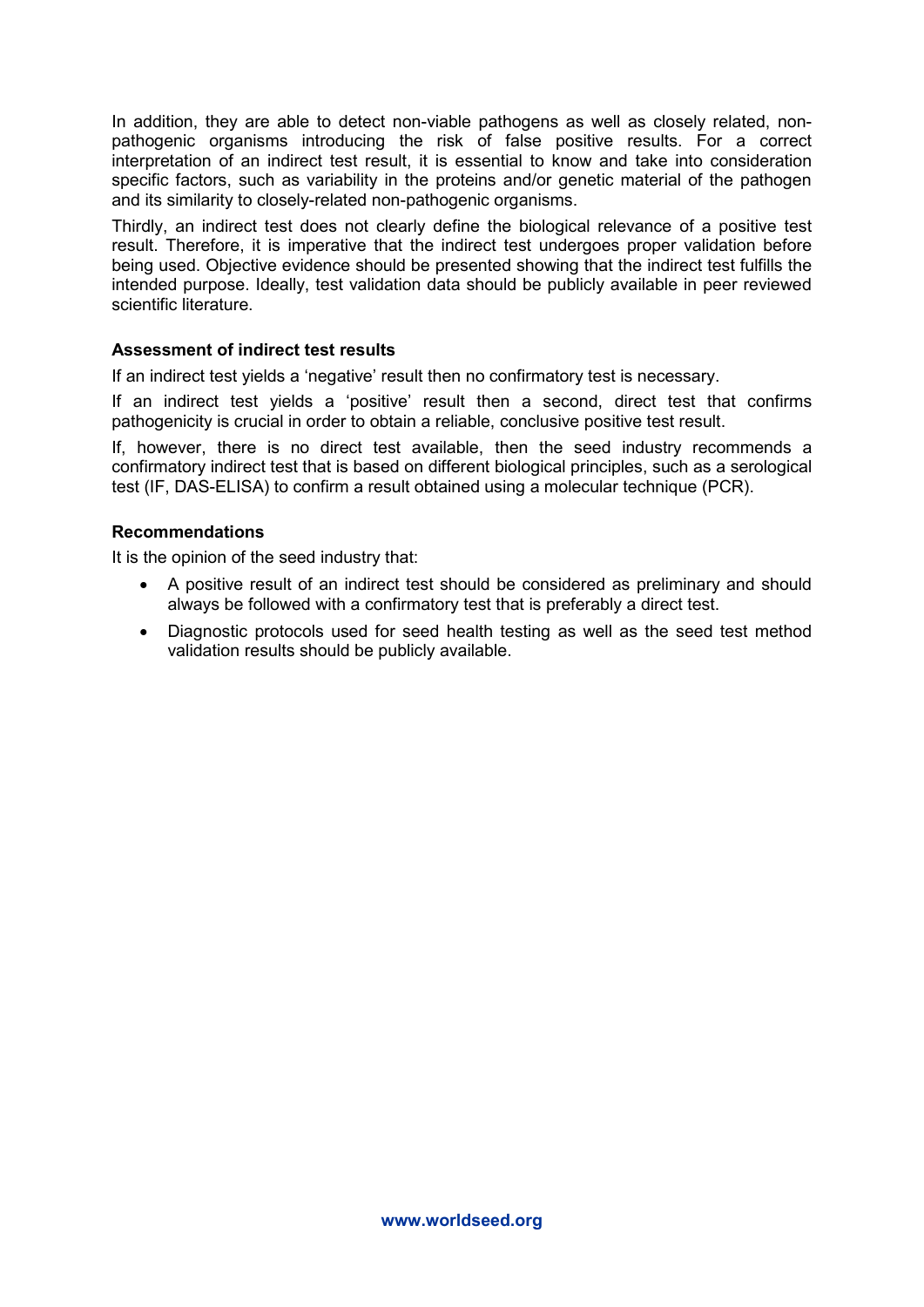In addition, they are able to detect non-viable pathogens as well as closely related, non-pathogenic organisms introducing the risk of false positive results. For a correct interpretation of an indirect test result, it is essential to know and take into consideration specific factors, such as variability in the proteins and/or genetic material of the pathogen and its similarity to closely-related non-pathogenic organisms.

Thirdly, an indirect test does not clearly define the biological relevance of a positive test result. Therefore, it is imperative that the indirect test undergoes proper validation before being used. Objective evidence should be presented showing that the indirect test fulfills the intended purpose. Ideally, test validation data should be publicly available in peer reviewed scientific literature.

**Assessment of indirect test results**

If an indirect test yields a 'negative' result then no confirmatory test is necessary.

If an indirect test yields a 'positive' result then a second, direct test that confirms pathogenicity is crucial in order to obtain a reliable, conclusive positive test result.

If, however, there is no direct test available, then the seed industry recommends a confirmatory indirect test that is based on different biological principles, such as a serological test (IF, DAS-ELISA) to confirm a result obtained using a molecular technique (PCR).

**Recommendations**

It is the opinion of the seed industry that:

- A positive result of an indirect test should be considered as preliminary and should always be followed with a confirmatory test that is preferably a direct test.
- Diagnostic protocols used for seed health testing as well as the seed test method validation results should be publicly available.